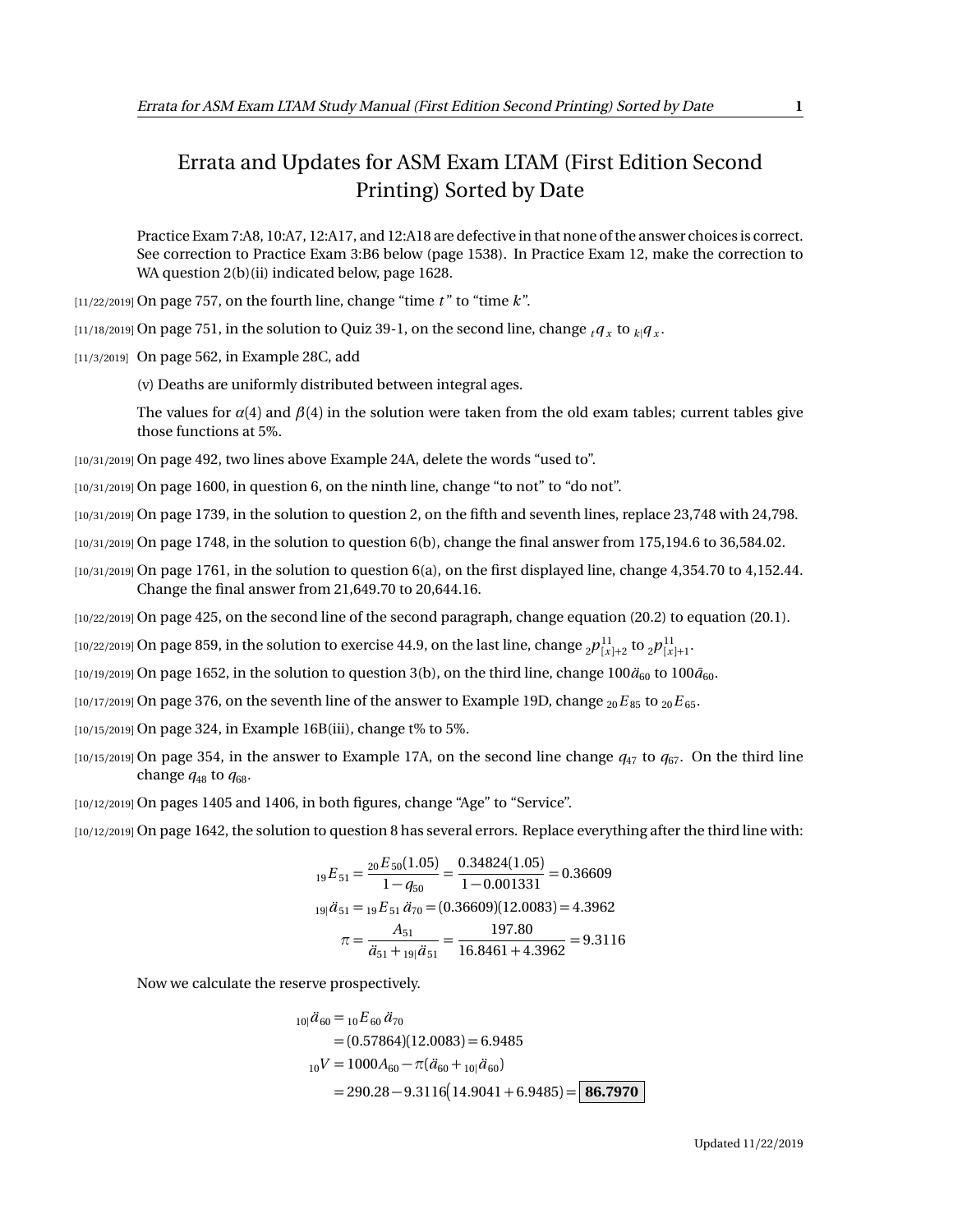# Errata and Updates for ASM Exam LTAM (First Edition Second Printing) Sorted by Date

Practice Exam 7:A8, 10:A7, 12:A17, and 12:A18 are defective in that none of the answer choices is correct. See correction to Practice Exam 3:B6 below (page 1538). In Practice Exam 12, make the correction to WA question 2(b)(ii) indicated below, page 1628.

[11/22/2019] On page 757, on the fourth line, change "time $t$" to "time $k$".

[11/18/2019] On page 751, in the solution to Quiz 39-1, on the second line, change ${}_t q_x$ to ${}_{k|}q_x$.

[11/3/2019] On page 562, in Example 28C, add

(v) Deaths are uniformly distributed between integral ages.

The values for $\alpha(4)$ and $\beta(4)$ in the solution were taken from the old exam tables; current tables give those functions at 5%.

[10/31/2019] On page 492, two lines above Example 24A, delete the words "used to".

[10/31/2019] On page 1600, in question 6, on the ninth line, change "to not" to "do not".

[10/31/2019] On page 1739, in the solution to question 2, on the fifth and seventh lines, replace 23,748 with 24,798.

[10/31/2019] On page 1748, in the solution to question 6(b), change the final answer from 175,194.6 to 36,584.02.

[10/31/2019] On page 1761, in the solution to question 6(a), on the first displayed line, change 4,354.70 to 4,152.44. Change the final answer from 21,649.70 to 20,644.16.

[10/22/2019] On page 425, on the second line of the second paragraph, change equation (20.2) to equation (20.1).

[10/22/2019] On page 859, in the solution to exercise 44.9, on the last line, change ${}_2p^{11}_{[x]+2}$ to ${}_2p^{11}_{[x]+1}$.

[10/19/2019] On page 1652, in the solution to question 3(b), on the third line, change $100\ddot{a}_{60}$ to $100\bar{a}_{60}$.

[10/17/2019] On page 376, on the seventh line of the answer to Example 19D, change ${}_{20}E_{85}$ to ${}_{20}E_{65}$.

[10/15/2019] On page 324, in Example 16B(iii), change t% to 5%.

[10/15/2019] On page 354, in the answer to Example 17A, on the second line change $q_{47}$ to $q_{67}$. On the third line change $q_{48}$ to $q_{68}$.

[10/12/2019] On pages 1405 and 1406, in both figures, change "Age" to "Service".

[10/12/2019] On page 1642, the solution to question 8 has several errors. Replace everything after the third line with:

$$
\begin{aligned}
{}_{19}E_{51} &= \frac{{}_{20}E_{50}(1.05)}{1-q_{50}} = \frac{0.34824(1.05)}{1-0.001331} = 0.36609 \\
{}_{19|}\ddot{a}_{51} &= {}_{19}E_{51}\,\ddot{a}_{70} = (0.36609)(12.0083) = 4.3962 \\
\pi &= \frac{A_{51}}{\ddot{a}_{51} + {}_{19|}\ddot{a}_{51}} = \frac{197.80}{16.8461+4.3962} = 9.3116
\end{aligned}
$$

Now we calculate the reserve prospectively.

$$
\begin{aligned}
{}_{10|}\ddot{a}_{60} &= {}_{10}E_{60}\,\ddot{a}_{70} \\
&= (0.57864)(12.0083) = 6.9485 \\
{}_{10}V &= 1000A_{60} - \pi(\ddot{a}_{60} + {}_{10|}\ddot{a}_{60}) \\
&= 290.28 - 9.3116(14.9041 + 6.9485) = \boxed{\mathbf{86.7970}}
\end{aligned}
$$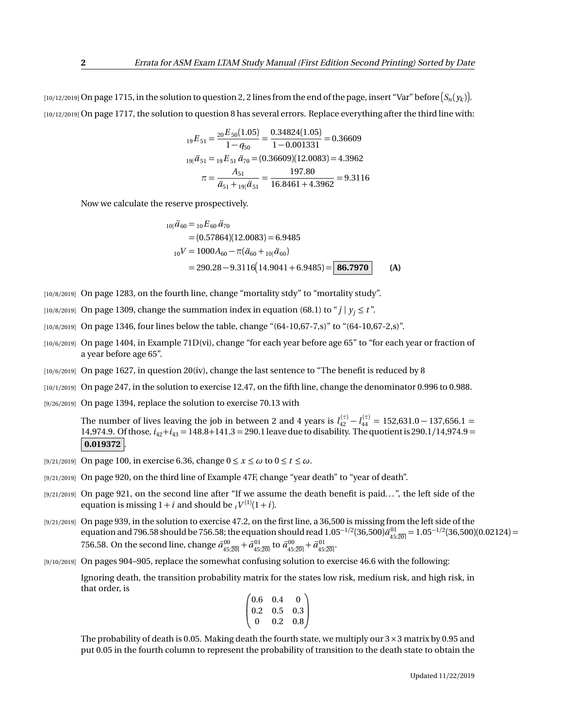[10/12/2019] On page 1715, in the solution to question 2, 2 lines from the end of the page, insert "Var" before $\big(S_n(y_k)\big)$.

[10/12/2019] On page 1717, the solution to question 8 has several errors. Replace everything after the third line with:

$$
\begin{aligned}
{}_{19}E_{51} &= \frac{{}_{20}E_{50}(1.05)}{1-q_{50}} = \frac{0.34824(1.05)}{1-0.001331} = 0.36609 \\
{}_{19|}\ddot{a}_{51} &= {}_{19}E_{51}\,\ddot{a}_{70} = (0.36609)(12.0083) = 4.3962 \\
\pi &= \frac{A_{51}}{\ddot{a}_{51} + {}_{19|}\ddot{a}_{51}} = \frac{197.80}{16.8461+4.3962} = 9.3116
\end{aligned}
$$

Now we calculate the reserve prospectively.

$$
\begin{aligned}
{}_{10|}\ddot{a}_{60} &= {}_{10}E_{60}\,\ddot{a}_{70} \\
&= (0.57864)(12.0083) = 6.9485 \\
{}_{10}V &= 1000A_{60} - \pi(\ddot{a}_{60} + {}_{10|}\ddot{a}_{60}) \\
&= 290.28 - 9.3116\big(14.9041 + 6.9485\big) = \boxed{\mathbf{86.7970}} \qquad \textbf{(A)}
\end{aligned}
$$

[10/8/2019] On page 1283, on the fourth line, change "mortality stdy" to "mortality study".

[10/8/2019] On page 1309, change the summation index in equation (68.1) to "$j \mid y_j \le t$".

[10/8/2019] On page 1346, four lines below the table, change "(64-10,67-7,s)" to "(64-10,67-2,s)".

[10/6/2019] On page 1404, in Example 71D(vi), change "for each year before age 65" to "for each year or fraction of a year before age 65".

[10/6/2019] On page 1627, in question 20(iv), change the last sentence to "The benefit is reduced by 8

[10/1/2019] On page 247, in the solution to exercise 12.47, on the fifth line, change the denominator 0.996 to 0.988.

[9/26/2019] On page 1394, replace the solution to exercise 70.13 with

The number of lives leaving the job in between 2 and 4 years is $l_{42}^{(\tau)} - l_{44}^{(\tau)} = 152{,}631.0 - 137{,}656.1 = 14{,}974.9$. Of those, $i_{42}+i_{43} = 148.8+141.3 = 290.1$ leave due to disability. The quotient is $290.1/14{,}974.9 = \boxed{\mathbf{0.019372}}$.

[9/21/2019] On page 100, in exercise 6.36, change $0 \le x \le \omega$ to $0 \le t \le \omega$.

[9/21/2019] On page 920, on the third line of Example 47F, change "year death" to "year of death".

[9/21/2019] On page 921, on the second line after "If we assume the death benefit is paid…", the left side of the equation is missing $1+i$ and should be ${}_tV^{(1)}(1+i)$.

[9/21/2019] On page 939, in the solution to exercise 47.2, on the first line, a 36,500 is missing from the left side of the equation and 796.58 should be 756.58; the equation should read $1.05^{-1/2}(36{,}500)\ddot{a}^{01}_{45:\overline{20}|} = 1.05^{-1/2}(36{,}500)(0.02124) = 756.58$. On the second line, change $\bar{a}^{00}_{45:\overline{20}|} + \bar{a}^{01}_{45:\overline{20}|}$ to $\ddot{a}^{00}_{45:\overline{20}|} + \ddot{a}^{01}_{45:\overline{20}|}$.

[9/10/2019] On pages 904–905, replace the somewhat confusing solution to exercise 46.6 with the following:

Ignoring death, the transition probability matrix for the states low risk, medium risk, and high risk, in that order, is

$$
\begin{pmatrix}
0.6 & 0.4 & 0 \\
0.2 & 0.5 & 0.3 \\
0 & 0.2 & 0.8
\end{pmatrix}
$$

The probability of death is 0.05. Making death the fourth state, we multiply our $3\times 3$ matrix by 0.95 and put 0.05 in the fourth column to represent the probability of transition to the death state to obtain the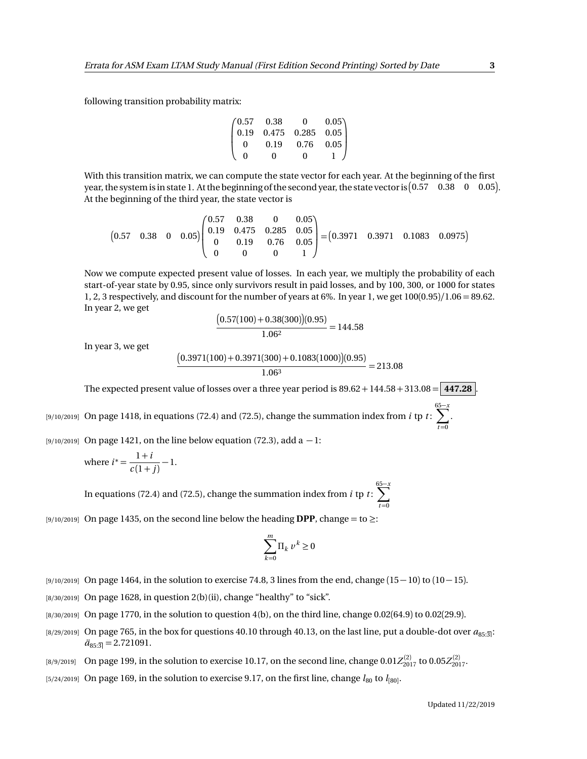following transition probability matrix:

$$\begin{pmatrix} 0.57 & 0.38 & 0 & 0.05 \\ 0.19 & 0.475 & 0.285 & 0.05 \\ 0 & 0.19 & 0.76 & 0.05 \\ 0 & 0 & 0 & 1 \end{pmatrix}$$

With this transition matrix, we can compute the state vector for each year. At the beginning of the first year, the system is in state 1. At the beginning of the second year, the state vector is $\begin{pmatrix} 0.57 & 0.38 & 0 & 0.05 \end{pmatrix}$. At the beginning of the third year, the state vector is

$$\begin{pmatrix} 0.57 & 0.38 & 0 & 0.05 \end{pmatrix} \begin{pmatrix} 0.57 & 0.38 & 0 & 0.05 \\ 0.19 & 0.475 & 0.285 & 0.05 \\ 0 & 0.19 & 0.76 & 0.05 \\ 0 & 0 & 0 & 1 \end{pmatrix} = \begin{pmatrix} 0.3971 & 0.3971 & 0.1083 & 0.0975 \end{pmatrix}$$

Now we compute expected present value of losses. In each year, we multiply the probability of each start-of-year state by 0.95, since only survivors result in paid losses, and by 100, 300, or 1000 for states 1, 2, 3 respectively, and discount for the number of years at 6%. In year 1, we get $100(0.95)/1.06 = 89.62$. In year 2, we get

$$\frac{\big(0.57(100) + 0.38(300)\big)(0.95)}{1.06^2} = 144.58$$

In year 3, we get

$$\frac{\big(0.3971(100) + 0.3971(300) + 0.1083(1000)\big)(0.95)}{1.06^3} = 213.08$$

The expected present value of losses over a three year period is $89.62 + 144.58 + 313.08 = \boxed{\mathbf{447.28}}$.

[9/10/2019] On page 1418, in equations (72.4) and (72.5), change the summation index from $i$ tp $t$: $\sum_{t=0}^{65-x}$.

[9/10/2019] On page 1421, on the line below equation (72.3), add a $-1$:

where $i^* = \dfrac{1+i}{c(1+j)} - 1$.

In equations (72.4) and (72.5), change the summation index from $i$ tp $t$: $\sum_{t=0}^{65-x}$

[9/10/2019] On page 1435, on the second line below the heading **DPP**, change $=$ to $\geq$:

$$\sum_{k=0}^{m} \Pi_k \, v^k \geq 0$$

[9/10/2019] On page 1464, in the solution to exercise 74.8, 3 lines from the end, change $(15-10)$ to $(10-15)$.

[8/30/2019] On page 1628, in question 2(b)(ii), change "healthy" to "sick".

[8/30/2019] On page 1770, in the solution to question 4(b), on the third line, change $0.02(64.9)$ to $0.02(29.9)$.

[8/29/2019] On page 765, in the box for questions 40.10 through 40.13, on the last line, put a double-dot over $a_{85:\overline{3}|}$: $\ddot{a}_{85:\overline{3}|} = 2.721091$.

[8/9/2019] On page 199, in the solution to exercise 10.17, on the second line, change $0.01Z^{(2)}_{2017}$ to $0.05Z^{(2)}_{2017}$.

[5/24/2019] On page 169, in the solution to exercise 9.17, on the first line, change $l_{80}$ to $l_{[80]}$.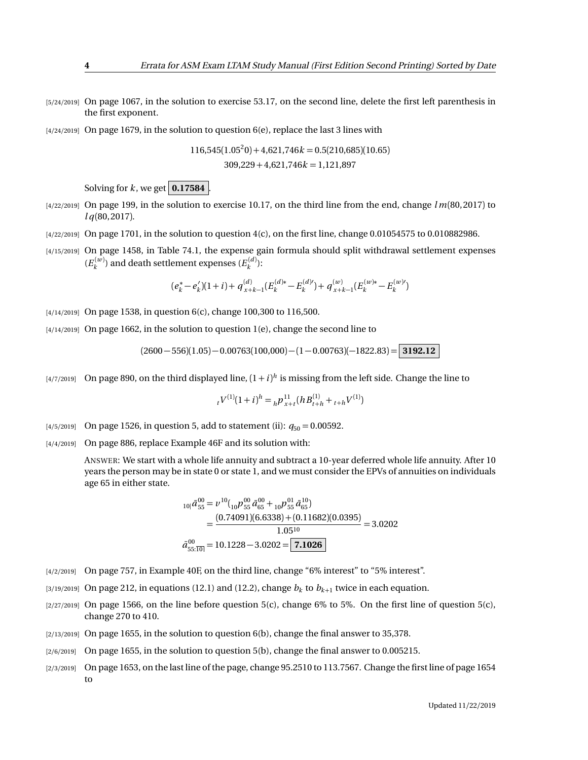[5/24/2019] On page 1067, in the solution to exercise 53.17, on the second line, delete the first left parenthesis in the first exponent.

[4/24/2019] On page 1679, in the solution to question 6(e), replace the last 3 lines with

$$116{,}545(1.05^20) + 4{,}621{,}746k = 0.5(210{,}685)(10.65)$$
$$309{,}229 + 4{,}621{,}746k = 1{,}121{,}897$$

Solving for $k$, we get $\boxed{\mathbf{0.17584}}$.

[4/22/2019] On page 199, in the solution to exercise 10.17, on the third line from the end, change $lm(80, 2017)$ to $lq(80, 2017)$.

[4/22/2019] On page 1701, in the solution to question 4(c), on the first line, change 0.01054575 to 0.010882986.

[4/15/2019] On page 1458, in Table 74.1, the expense gain formula should split withdrawal settlement expenses ($E_k^{(w)}$) and death settlement expenses ($E_k^{(d)}$):

$$(e_k^* - e_k')(1+i) + q_{x+k-1}^{(d)}(E_k^{(d)*} - E_k^{(d)\prime}) + q_{x+k-1}^{(w)}(E_k^{(w)*} - E_k^{(w)\prime})$$

[4/14/2019] On page 1538, in question 6(c), change 100,300 to 116,500.

[4/14/2019] On page 1662, in the solution to question 1(e), change the second line to

$$(2600 - 556)(1.05) - 0.00763(100{,}000) - (1 - 0.00763)(-1822.83) = \boxed{\mathbf{3192.12}}$$

[4/7/2019] On page 890, on the third displayed line, $(1+i)^h$ is missing from the left side. Change the line to

$${}_tV^{(1)}(1+i)^h = {}_hp_{x+t}^{11}(hB_{t+h}^{(1)} + {}_{t+h}V^{(1)})$$

[4/5/2019] On page 1526, in question 5, add to statement (ii): $q_{50} = 0.00592$.

[4/4/2019] On page 886, replace Example 46F and its solution with:

ANSWER: We start with a whole life annuity and subtract a 10-year deferred whole life annuity. After 10 years the person may be in state 0 or state 1, and we must consider the EPVs of annuities on individuals age 65 in either state.

$${}_{10|}\bar{a}_{55}^{00} = v^{10}({}_{10}p_{55}^{00}\,\bar{a}_{65}^{00} + {}_{10}p_{55}^{01}\,\bar{a}_{65}^{10})$$
$$= \frac{(0.74091)(6.6338) + (0.11682)(0.0395)}{1.05^{10}} = 3.0202$$
$$\bar{a}_{55:\overline{10|}}^{00} = 10.1228 - 3.0202 = \boxed{\mathbf{7.1026}}$$

[4/2/2019] On page 757, in Example 40F, on the third line, change "6% interest" to "5% interest".

[3/19/2019] On page 212, in equations (12.1) and (12.2), change $b_k$ to $b_{k+1}$ twice in each equation.

[2/27/2019] On page 1566, on the line before question 5(c), change 6% to 5%. On the first line of question 5(c), change 270 to 410.

[2/13/2019] On page 1655, in the solution to question 6(b), change the final answer to 35,378.

[2/6/2019] On page 1655, in the solution to question 5(b), change the final answer to 0.005215.

[2/3/2019] On page 1653, on the last line of the page, change 95.2510 to 113.7567. Change the first line of page 1654 to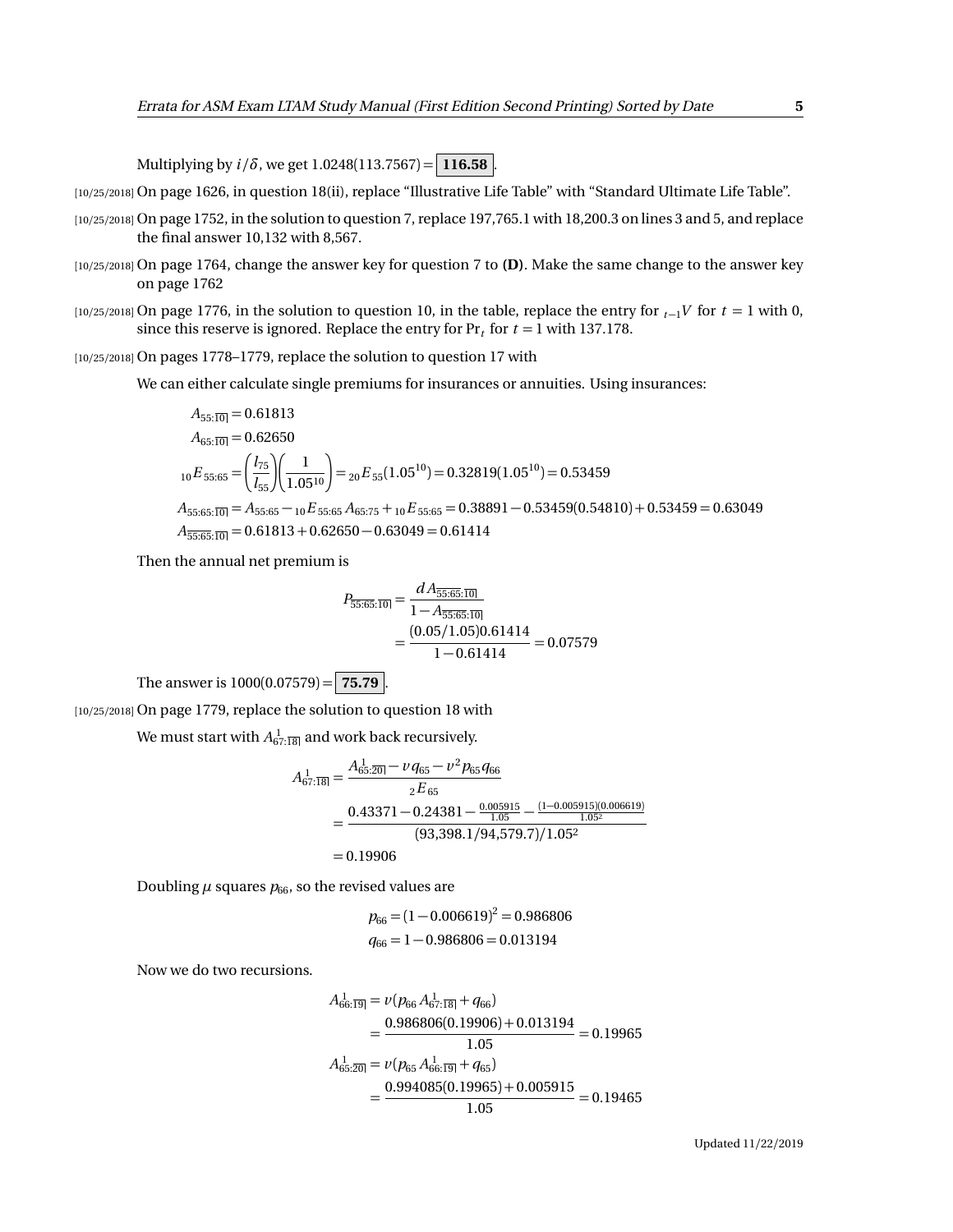Multiplying by $i/\delta$, we get $1.0248(113.7567) = \boxed{\textbf{116.58}}$.

[10/25/2018] On page 1626, in question 18(ii), replace "Illustrative Life Table" with "Standard Ultimate Life Table".

[10/25/2018] On page 1752, in the solution to question 7, replace 197,765.1 with 18,200.3 on lines 3 and 5, and replace the final answer 10,132 with 8,567.

[10/25/2018] On page 1764, change the answer key for question 7 to **(D)**. Make the same change to the answer key on page 1762

[10/25/2018] On page 1776, in the solution to question 10, in the table, replace the entry for ${}_{t-1}V$ for $t=1$ with 0, since this reserve is ignored. Replace the entry for $\Pr_t$ for $t=1$ with 137.178.

[10/25/2018] On pages 1778–1779, replace the solution to question 17 with

We can either calculate single premiums for insurances or annuities. Using insurances:

$$A_{55:\overline{10}|} = 0.61813$$
$$A_{65:\overline{10}|} = 0.62650$$
$${}_{10}E_{55:65} = \left(\frac{l_{75}}{l_{55}}\right)\left(\frac{1}{1.05^{10}}\right) = {}_{20}E_{55}(1.05^{10}) = 0.32819(1.05^{10}) = 0.53459$$
$$A_{55:65:\overline{10}|} = A_{55:65} - {}_{10}E_{55:65}\,A_{65:75} + {}_{10}E_{55:65} = 0.38891 - 0.53459(0.54810) + 0.53459 = 0.63049$$
$$A_{\overline{55:65}:\overline{10}|} = 0.61813 + 0.62650 - 0.63049 = 0.61414$$

Then the annual net premium is

$$P_{\overline{55:65}:\overline{10}|} = \frac{d\,A_{\overline{55:65}:\overline{10}|}}{1 - A_{\overline{55:65}:\overline{10}|}} = \frac{(0.05/1.05)0.61414}{1 - 0.61414} = 0.07579$$

The answer is $1000(0.07579) = \boxed{\textbf{75.79}}$.

[10/25/2018] On page 1779, replace the solution to question 18 with

We must start with $A^{1}_{67:\overline{18}|}$ and work back recursively.

$$A^{1}_{67:\overline{18}|} = \frac{A^{1}_{65:\overline{20}|} - v\,q_{65} - v^2\,p_{65}\,q_{66}}{{}_{2}E_{65}} = \frac{0.43371 - 0.24381 - \frac{0.005915}{1.05} - \frac{(1-0.005915)(0.006619)}{1.05^2}}{(93{,}398.1/94{,}579.7)/1.05^2} = 0.19906$$

Doubling $\mu$ squares $p_{66}$, so the revised values are

$$p_{66} = (1 - 0.006619)^2 = 0.986806$$
$$q_{66} = 1 - 0.986806 = 0.013194$$

Now we do two recursions.

$$A^{1}_{66:\overline{19}|} = v(p_{66}\,A^{1}_{67:\overline{18}|} + q_{66}) = \frac{0.986806(0.19906) + 0.013194}{1.05} = 0.19965$$
$$A^{1}_{65:\overline{20}|} = v(p_{65}\,A^{1}_{66:\overline{19}|} + q_{65}) = \frac{0.994085(0.19965) + 0.005915}{1.05} = 0.19465$$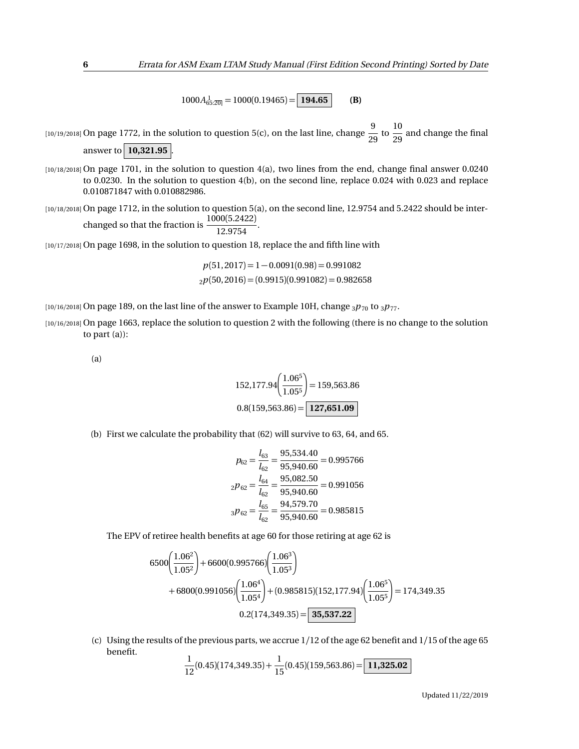$$1000A^{\;1}_{65:\overline{20}|} = 1000(0.19465) = \boxed{\mathbf{194.65}} \qquad \textbf{(B)}$$

[10/19/2018] On page 1772, in the solution to question 5(c), on the last line, change $\dfrac{9}{29}$ to $\dfrac{10}{29}$ and change the final answer to $\boxed{\mathbf{10{,}321.95}}$.

[10/18/2018] On page 1701, in the solution to question 4(a), two lines from the end, change final answer 0.0240 to 0.0230. In the solution to question 4(b), on the second line, replace 0.024 with 0.023 and replace 0.010871847 with 0.010882986.

[10/18/2018] On page 1712, in the solution to question 5(a), on the second line, 12.9754 and 5.2422 should be interchanged so that the fraction is $\dfrac{1000(5.2422)}{12.9754}$.

[10/17/2018] On page 1698, in the solution to question 18, replace the and fifth line with

$$p(51,2017) = 1 - 0.0091(0.98) = 0.991082$$
$${}_2p(50,2016) = (0.9915)(0.991082) = 0.982658$$

[10/16/2018] On page 189, on the last line of the answer to Example 10H, change ${}_3p_{70}$ to ${}_3p_{77}$.

[10/16/2018] On page 1663, replace the solution to question 2 with the following (there is no change to the solution to part (a)):

(a)

$$152{,}177.94\left(\frac{1.06^5}{1.05^5}\right) = 159{,}563.86$$
$$0.8(159{,}563.86) = \boxed{\mathbf{127{,}651.09}}$$

(b) First we calculate the probability that (62) will survive to 63, 64, and 65.

$$p_{62} = \frac{l_{63}}{l_{62}} = \frac{95{,}534.40}{95{,}940.60} = 0.995766$$
$${}_2p_{62} = \frac{l_{64}}{l_{62}} = \frac{95{,}082.50}{95{,}940.60} = 0.991056$$
$${}_3p_{62} = \frac{l_{65}}{l_{62}} = \frac{94{,}579.70}{95{,}940.60} = 0.985815$$

The EPV of retiree health benefits at age 60 for those retiring at age 62 is

$$6500\left(\frac{1.06^2}{1.05^2}\right) + 6600(0.995766)\left(\frac{1.06^3}{1.05^3}\right)$$
$$+ 6800(0.991056)\left(\frac{1.06^4}{1.05^4}\right) + (0.985815)(152{,}177.94)\left(\frac{1.06^5}{1.05^5}\right) = 174{,}349.35$$
$$0.2(174{,}349.35) = \boxed{\mathbf{35{,}537.22}}$$

(c) Using the results of the previous parts, we accrue 1/12 of the age 62 benefit and 1/15 of the age 65 benefit.

$$\frac{1}{12}(0.45)(174{,}349.35) + \frac{1}{15}(0.45)(159{,}563.86) = \boxed{\mathbf{11{,}325.02}}$$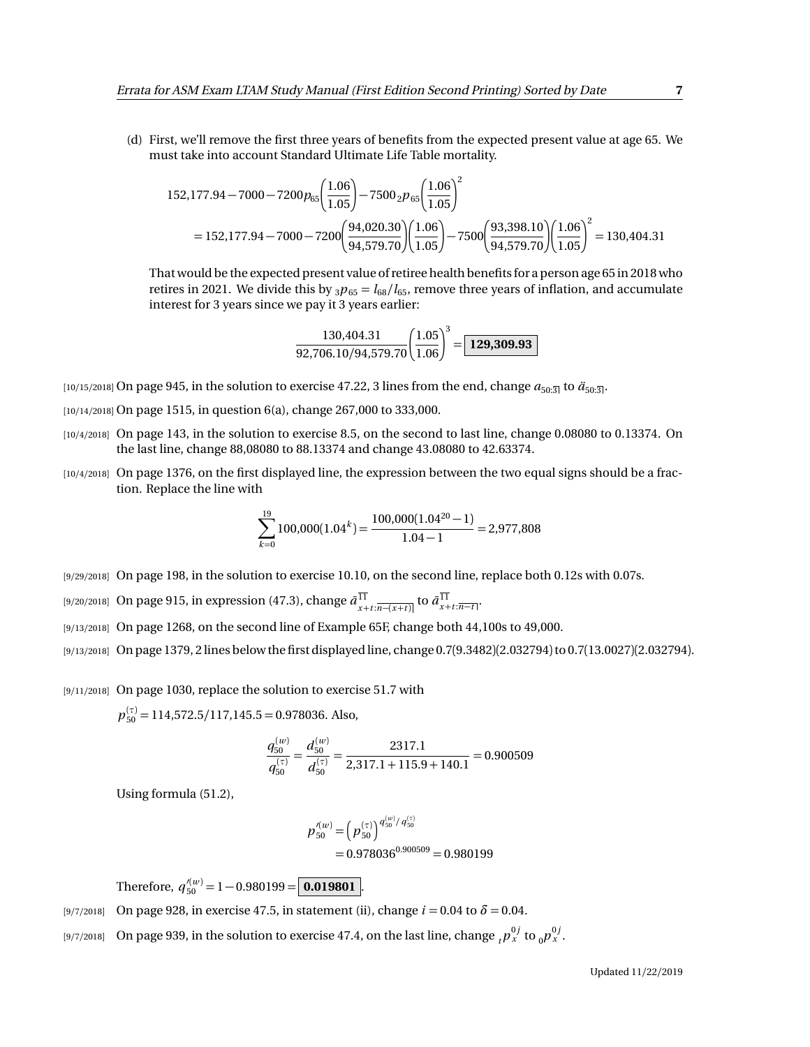(d) First, we'll remove the first three years of benefits from the expected present value at age 65. We must take into account Standard Ultimate Life Table mortality.

$$152{,}177.94 - 7000 - 7200p_{65}\left(\frac{1.06}{1.05}\right) - 7500\,{}_2p_{65}\left(\frac{1.06}{1.05}\right)^2$$
$$= 152{,}177.94 - 7000 - 7200\left(\frac{94{,}020.30}{94{,}579.70}\right)\left(\frac{1.06}{1.05}\right) - 7500\left(\frac{93{,}398.10}{94{,}579.70}\right)\left(\frac{1.06}{1.05}\right)^2 = 130{,}404.31$$

That would be the expected present value of retiree health benefits for a person age 65 in 2018 who retires in 2021. We divide this by ${}_3p_{65} = l_{68}/l_{65}$, remove three years of inflation, and accumulate interest for 3 years since we pay it 3 years earlier:

$$\frac{130{,}404.31}{92{,}706.10/94{,}579.70}\left(\frac{1.05}{1.06}\right)^3 = \boxed{\mathbf{129{,}309.93}}$$

[10/15/2018] On page 945, in the solution to exercise 47.22, 3 lines from the end, change $a_{50:\overline{3}|}$ to $\ddot{a}_{50:\overline{3}|}$.

[10/14/2018] On page 1515, in question 6(a), change 267,000 to 333,000.

[10/4/2018] On page 143, in the solution to exercise 8.5, on the second to last line, change 0.08080 to 0.13374. On the last line, change 88,08080 to 88.13374 and change 43.08080 to 42.63374.

[10/4/2018] On page 1376, on the first displayed line, the expression between the two equal signs should be a fraction. Replace the line with

$$\sum_{k=0}^{19} 100{,}000(1.04^k) = \frac{100{,}000(1.04^{20}-1)}{1.04-1} = 2{,}977{,}808$$

[9/29/2018] On page 198, in the solution to exercise 10.10, on the second line, replace both 0.12s with 0.07s.

[9/20/2018] On page 915, in expression (47.3), change $\bar{a}^{\overline{11}}_{x+t:\overline{n-(x+t)}|}$ to $\bar{a}^{\overline{11}}_{x+t:\overline{n-t}|}$.

[9/13/2018] On page 1268, on the second line of Example 65F, change both 44,100s to 49,000.

[9/13/2018] On page 1379, 2 lines below the first displayed line, change 0.7(9.3482)(2.032794) to 0.7(13.0027)(2.032794).

[9/11/2018] On page 1030, replace the solution to exercise 51.7 with

$p^{(\tau)}_{50} = 114{,}572.5/117{,}145.5 = 0.978036$. Also,

$$\frac{q^{(w)}_{50}}{q^{(\tau)}_{50}} = \frac{d^{(w)}_{50}}{d^{(\tau)}_{50}} = \frac{2317.1}{2{,}317.1 + 115.9 + 140.1} = 0.900509$$

Using formula (51.2),

$$p'^{(w)}_{50} = \left(p^{(\tau)}_{50}\right)^{q^{(w)}_{50}/q^{(\tau)}_{50}}$$
$$= 0.978036^{0.900509} = 0.980199$$

Therefore, $q'^{(w)}_{50} = 1 - 0.980199 = \boxed{\mathbf{0.019801}}$.

[9/7/2018] On page 928, in exercise 47.5, in statement (ii), change $i = 0.04$ to $\delta = 0.04$.

[9/7/2018] On page 939, in the solution to exercise 47.4, on the last line, change ${}_tp^{0j}_x$ to ${}_0p^{0j}_x$.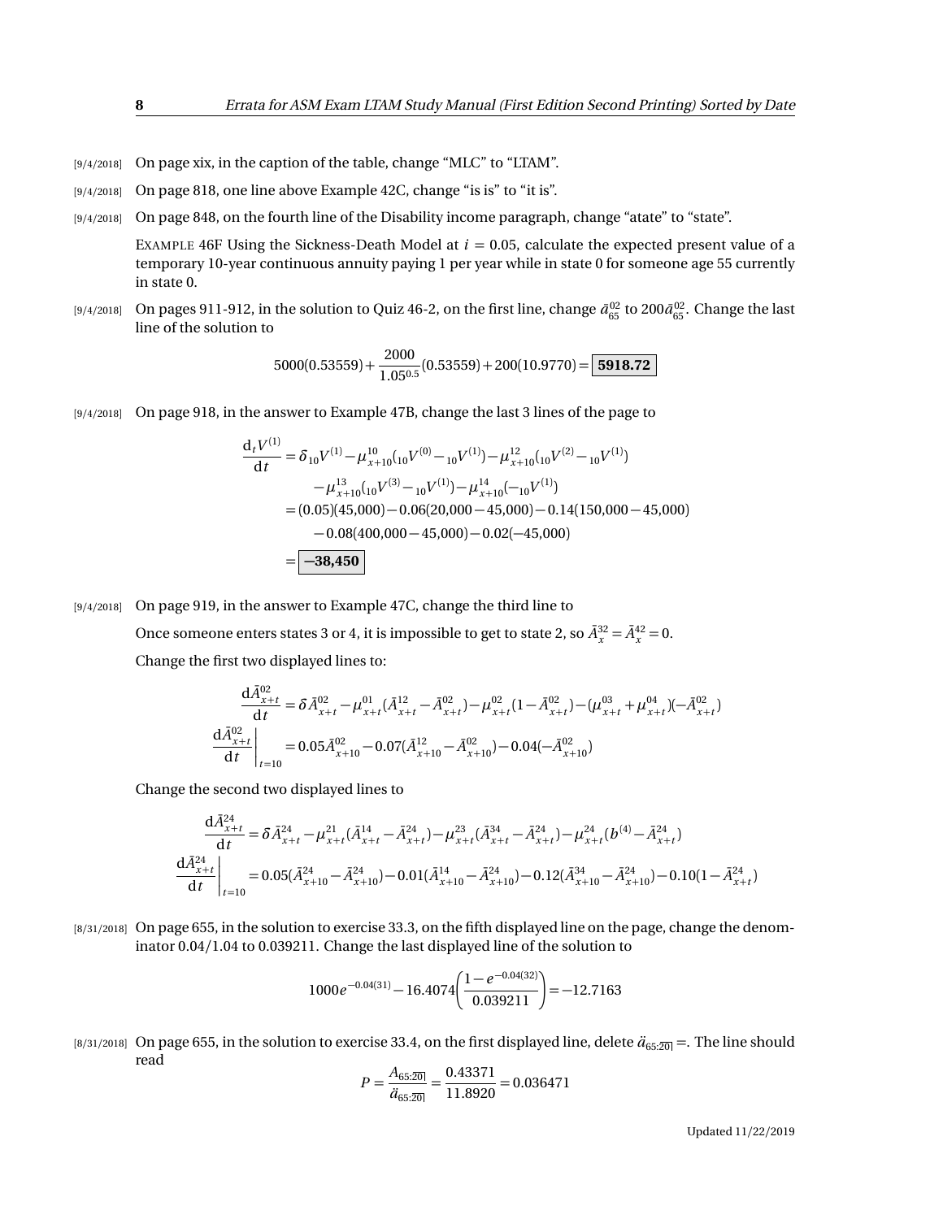[9/4/2018] On page xix, in the caption of the table, change "MLC" to "LTAM".

[9/4/2018] On page 818, one line above Example 42C, change "is is" to "it is".

[9/4/2018] On page 848, on the fourth line of the Disability income paragraph, change "atate" to "state".

EXAMPLE 46F Using the Sickness-Death Model at $i = 0.05$, calculate the expected present value of a temporary 10-year continuous annuity paying 1 per year while in state 0 for someone age 55 currently in state 0.

[9/4/2018] On pages 911-912, in the solution to Quiz 46-2, on the first line, change $\bar{a}_{65}^{02}$ to $200\bar{a}_{65}^{02}$. Change the last line of the solution to

$$5000(0.53559) + \frac{2000}{1.05^{0.5}}(0.53559) + 200(10.9770) = \boxed{\mathbf{5918.72}}$$

[9/4/2018] On page 918, in the answer to Example 47B, change the last 3 lines of the page to

$$\begin{aligned}
\frac{\mathrm{d}_t V^{(1)}}{\mathrm{d}t} &= \delta\, {}_{10}V^{(1)} - \mu_{x+10}^{10}({}_{10}V^{(0)} - {}_{10}V^{(1)}) - \mu_{x+10}^{12}({}_{10}V^{(2)} - {}_{10}V^{(1)}) \\
&\quad - \mu_{x+10}^{13}({}_{10}V^{(3)} - {}_{10}V^{(1)}) - \mu_{x+10}^{14}(-{}_{10}V^{(1)}) \\
&= (0.05)(45{,}000) - 0.06(20{,}000 - 45{,}000) - 0.14(150{,}000 - 45{,}000) \\
&\quad - 0.08(400{,}000 - 45{,}000) - 0.02(-45{,}000) \\
&= \boxed{\mathbf{-38{,}450}}
\end{aligned}$$

[9/4/2018] On page 919, in the answer to Example 47C, change the third line to

Once someone enters states 3 or 4, it is impossible to get to state 2, so $\bar{A}_x^{32} = \bar{A}_x^{42} = 0$.

Change the first two displayed lines to:

$$\begin{aligned}
\frac{\mathrm{d}\bar{A}_{x+t}^{02}}{\mathrm{d}t} &= \delta \bar{A}_{x+t}^{02} - \mu_{x+t}^{01}(\bar{A}_{x+t}^{12} - \bar{A}_{x+t}^{02}) - \mu_{x+t}^{02}(1 - \bar{A}_{x+t}^{02}) - (\mu_{x+t}^{03} + \mu_{x+t}^{04})(-\bar{A}_{x+t}^{02}) \\
\left.\frac{\mathrm{d}\bar{A}_{x+t}^{02}}{\mathrm{d}t}\right|_{t=10} &= 0.05\bar{A}_{x+10}^{02} - 0.07(\bar{A}_{x+10}^{12} - \bar{A}_{x+10}^{02}) - 0.04(-\bar{A}_{x+10}^{02})
\end{aligned}$$

Change the second two displayed lines to

$$\begin{aligned}
\frac{\mathrm{d}\bar{A}_{x+t}^{24}}{\mathrm{d}t} &= \delta \bar{A}_{x+t}^{24} - \mu_{x+t}^{21}(\bar{A}_{x+t}^{14} - \bar{A}_{x+t}^{24}) - \mu_{x+t}^{23}(\bar{A}_{x+t}^{34} - \bar{A}_{x+t}^{24}) - \mu_{x+t}^{24}(b^{(4)} - \bar{A}_{x+t}^{24}) \\
\left.\frac{\mathrm{d}\bar{A}_{x+t}^{24}}{\mathrm{d}t}\right|_{t=10} &= 0.05(\bar{A}_{x+10}^{24} - \bar{A}_{x+10}^{24}) - 0.01(\bar{A}_{x+10}^{14} - \bar{A}_{x+10}^{24}) - 0.12(\bar{A}_{x+10}^{34} - \bar{A}_{x+10}^{24}) - 0.10(1 - \bar{A}_{x+t}^{24})
\end{aligned}$$

[8/31/2018] On page 655, in the solution to exercise 33.3, on the fifth displayed line on the page, change the denominator 0.04/1.04 to 0.039211. Change the last displayed line of the solution to

$$1000e^{-0.04(31)} - 16.4074\left(\frac{1 - e^{-0.04(32)}}{0.039211}\right) = -12.7163$$

[8/31/2018] On page 655, in the solution to exercise 33.4, on the first displayed line, delete $\ddot{a}_{65:\overline{20|}} =$. The line should read

$$P = \frac{A_{65:\overline{20|}}}{\ddot{a}_{65:\overline{20|}}} = \frac{0.43371}{11.8920} = 0.036471$$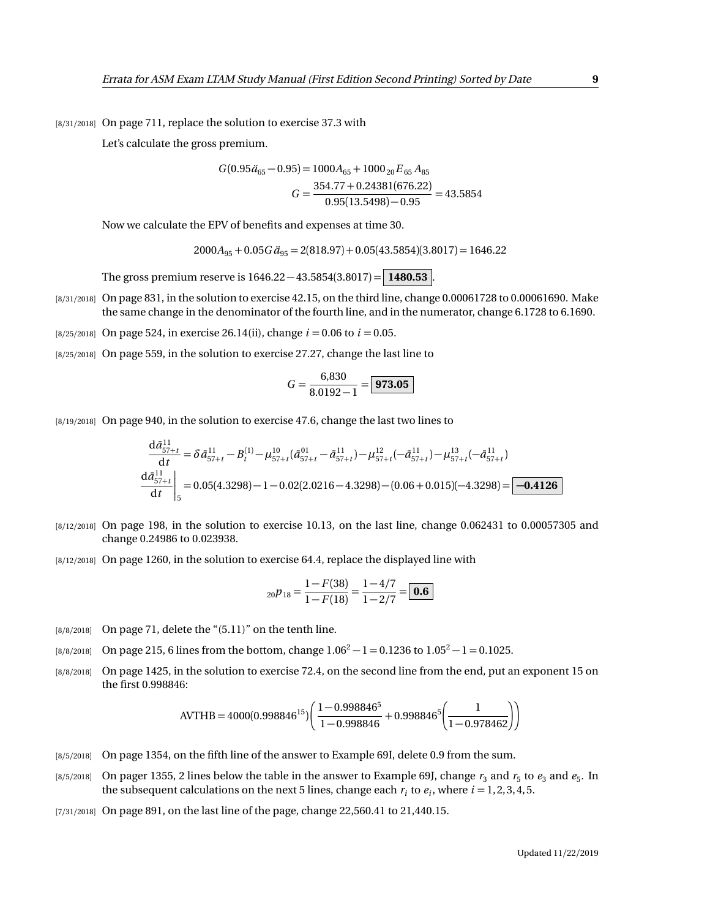[8/31/2018] On page 711, replace the solution to exercise 37.3 with

Let's calculate the gross premium.

$$G(0.95\ddot{a}_{65} - 0.95) = 1000A_{65} + 1000\,{}_{20}E_{65}\,A_{85}$$

$$G = \frac{354.77 + 0.24381(676.22)}{0.95(13.5498) - 0.95} = 43.5854$$

Now we calculate the EPV of benefits and expenses at time 30.

$$2000A_{95} + 0.05G\,\ddot{a}_{95} = 2(818.97) + 0.05(43.5854)(3.8017) = 1646.22$$

The gross premium reserve is $1646.22 - 43.5854(3.8017) = \boxed{\textbf{1480.53}}$.

[8/31/2018] On page 831, in the solution to exercise 42.15, on the third line, change 0.00061728 to 0.00061690. Make the same change in the denominator of the fourth line, and in the numerator, change 6.1728 to 6.1690.

[8/25/2018] On page 524, in exercise 26.14(ii), change $i = 0.06$ to $i = 0.05$.

[8/25/2018] On page 559, in the solution to exercise 27.27, change the last line to

$$G = \frac{6{,}830}{8.0192 - 1} = \boxed{\textbf{973.05}}$$

[8/19/2018] On page 940, in the solution to exercise 47.6, change the last two lines to

$$\frac{\mathrm{d}\bar{a}^{11}_{57+t}}{\mathrm{d}t} = \delta\,\bar{a}^{11}_{57+t} - B^{(1)}_t - \mu^{10}_{57+t}(\bar{a}^{01}_{57+t} - \bar{a}^{11}_{57+t}) - \mu^{12}_{57+t}(-\bar{a}^{11}_{57+t}) - \mu^{13}_{57+t}(-\bar{a}^{11}_{57+t})$$

$$\left.\frac{\mathrm{d}\bar{a}^{11}_{57+t}}{\mathrm{d}t}\right|_5 = 0.05(4.3298) - 1 - 0.02(2.0216 - 4.3298) - (0.06 + 0.015)(-4.3298) = \boxed{\textbf{−0.4126}}$$

[8/12/2018] On page 198, in the solution to exercise 10.13, on the last line, change 0.062431 to 0.00057305 and change 0.24986 to 0.023938.

[8/12/2018] On page 1260, in the solution to exercise 64.4, replace the displayed line with

$${}_{20}p_{18} = \frac{1 - F(38)}{1 - F(18)} = \frac{1 - 4/7}{1 - 2/7} = \boxed{\textbf{0.6}}$$

[8/8/2018] On page 71, delete the "(5.11)" on the tenth line.

[8/8/2018] On page 215, 6 lines from the bottom, change $1.06^2 - 1 = 0.1236$ to $1.05^2 - 1 = 0.1025$.

[8/8/2018] On page 1425, in the solution to exercise 72.4, on the second line from the end, put an exponent 15 on the first 0.998846:

$$\text{AVTHB} = 4000(0.998846^{15})\left(\frac{1 - 0.998846^5}{1 - 0.998846} + 0.998846^5\left(\frac{1}{1 - 0.978462}\right)\right)$$

[8/5/2018] On page 1354, on the fifth line of the answer to Example 69I, delete 0.9 from the sum.

[8/5/2018] On pager 1355, 2 lines below the table in the answer to Example 69J, change $r_3$ and $r_5$ to $e_3$ and $e_5$. In the subsequent calculations on the next 5 lines, change each $r_i$ to $e_i$, where $i = 1, 2, 3, 4, 5$.

[7/31/2018] On page 891, on the last line of the page, change 22,560.41 to 21,440.15.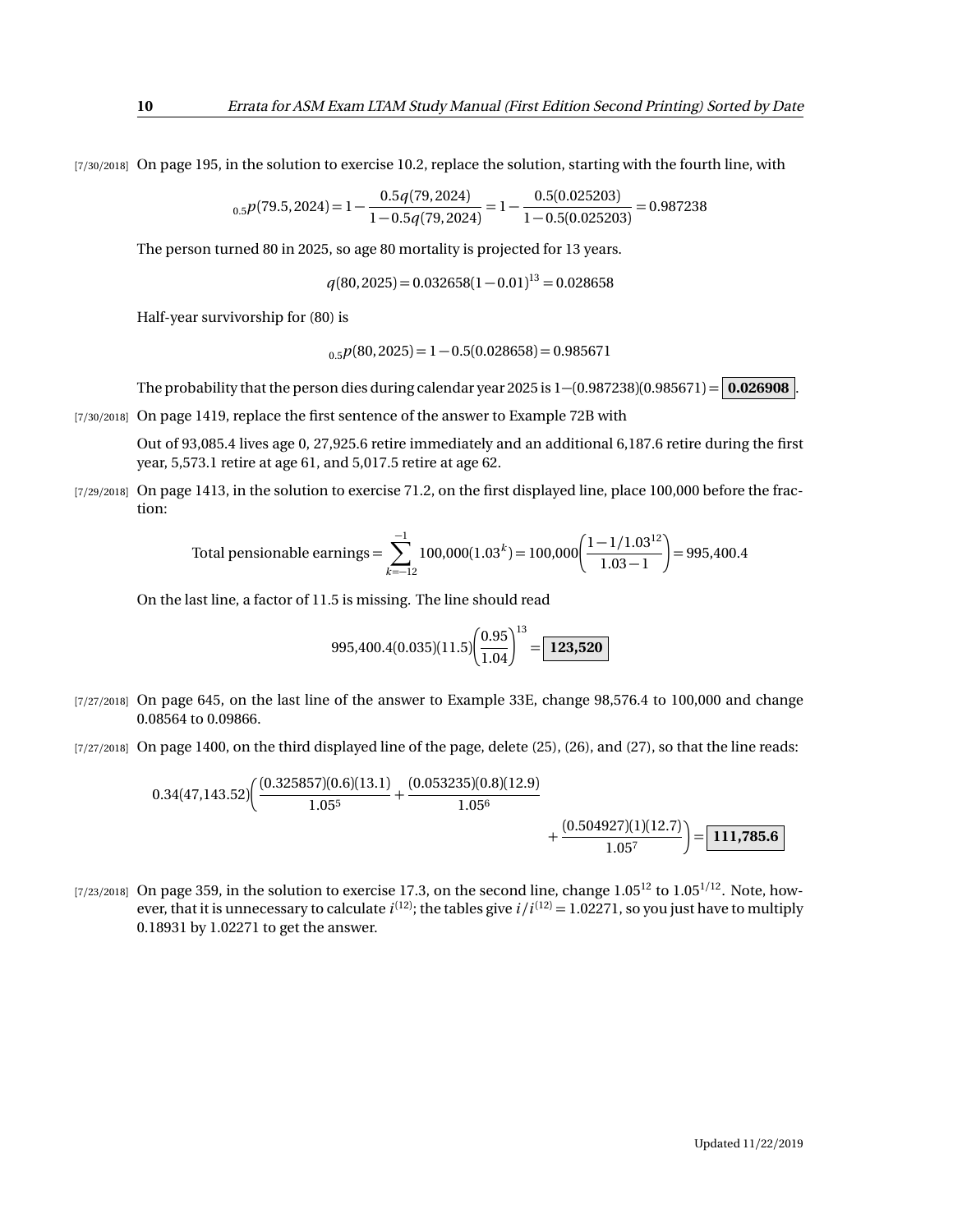[7/30/2018] On page 195, in the solution to exercise 10.2, replace the solution, starting with the fourth line, with

$$_{0.5}p(79.5, 2024) = 1 - \frac{0.5q(79, 2024)}{1 - 0.5q(79, 2024)} = 1 - \frac{0.5(0.025203)}{1 - 0.5(0.025203)} = 0.987238$$

The person turned 80 in 2025, so age 80 mortality is projected for 13 years.

$$q(80, 2025) = 0.032658(1 - 0.01)^{13} = 0.028658$$

Half-year survivorship for (80) is

$$_{0.5}p(80, 2025) = 1 - 0.5(0.028658) = 0.985671$$

The probability that the person dies during calendar year 2025 is $1 - (0.987238)(0.985671) = \boxed{\mathbf{0.026908}}$.

[7/30/2018] On page 1419, replace the first sentence of the answer to Example 72B with

Out of 93,085.4 lives age 0, 27,925.6 retire immediately and an additional 6,187.6 retire during the first year, 5,573.1 retire at age 61, and 5,017.5 retire at age 62.

[7/29/2018] On page 1413, in the solution to exercise 71.2, on the first displayed line, place 100,000 before the fraction:

$$\text{Total pensionable earnings} = \sum_{k=-12}^{-1} 100{,}000(1.03^k) = 100{,}000\left(\frac{1 - 1/1.03^{12}}{1.03 - 1}\right) = 995{,}400.4$$

On the last line, a factor of 11.5 is missing. The line should read

$$995{,}400.4(0.035)(11.5)\left(\frac{0.95}{1.04}\right)^{13} = \boxed{\mathbf{123{,}520}}$$

[7/27/2018] On page 645, on the last line of the answer to Example 33E, change 98,576.4 to 100,000 and change 0.08564 to 0.09866.

[7/27/2018] On page 1400, on the third displayed line of the page, delete (25), (26), and (27), so that the line reads:

$$0.34(47{,}143.52)\left(\frac{(0.325857)(0.6)(13.1)}{1.05^5} + \frac{(0.053235)(0.8)(12.9)}{1.05^6} + \frac{(0.504927)(1)(12.7)}{1.05^7}\right) = \boxed{\mathbf{111{,}785.6}}$$

[7/23/2018] On page 359, in the solution to exercise 17.3, on the second line, change $1.05^{12}$ to $1.05^{1/12}$. Note, however, that it is unnecessary to calculate $i^{(12)}$; the tables give $i/i^{(12)} = 1.02271$, so you just have to multiply 0.18931 by 1.02271 to get the answer.